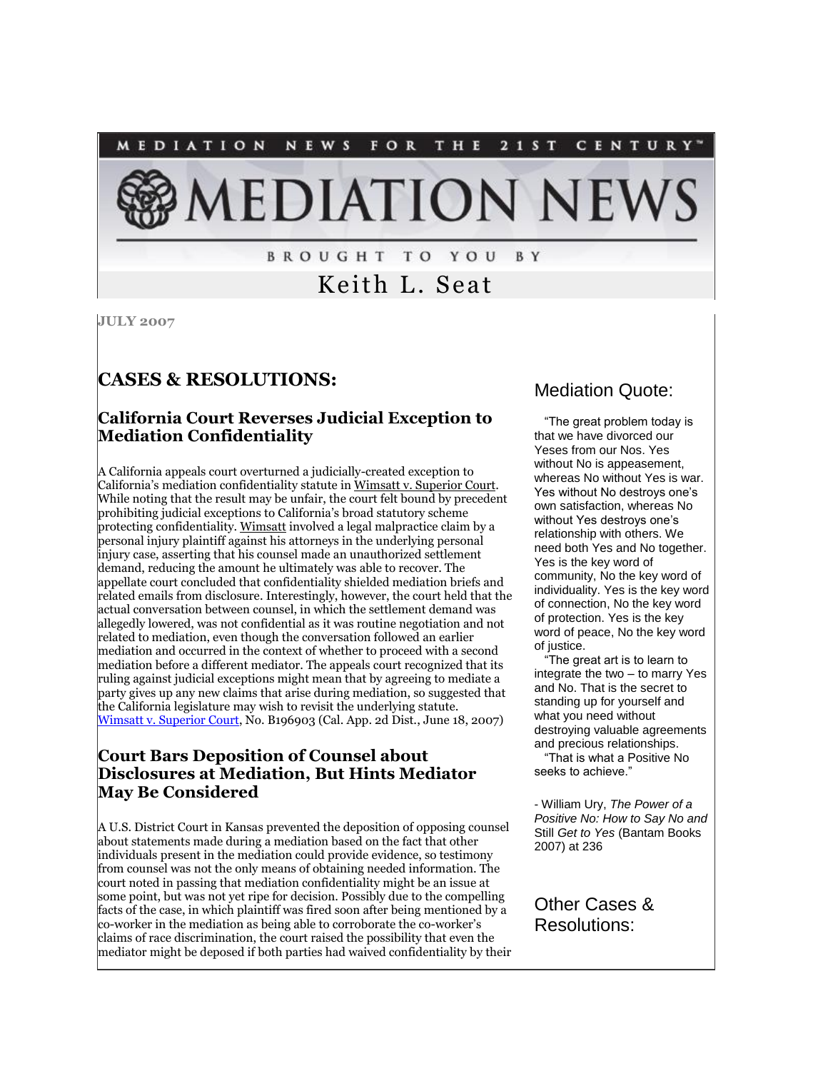MEDIATION NEWS FOR THE 21ST CENTURY™

# MEDIATION NEWS

BROUGHT TO YOU BY

Keith L. Seat

**JULY 2007**

## CASES & RESOLUTIONS:

### California Court Reverses Judicial Exception to Mediation Confidentiality

A California appeals court overturned a judicially-created exception to California's mediation confidentiality statute in Wimsatt v. Superior Court. While noting that the result may be unfair, the court felt bound by precedent prohibiting judicial exceptions to California's broad statutory scheme protecting confidentiality. Wimsatt involved a legal malpractice claim by a personal injury plaintiff against his attorneys in the underlying personal injury case, asserting that his counsel made an unauthorized settlement demand, reducing the amount he ultimately was able to recover. The appellate court concluded that confidentiality shielded mediation briefs and related emails from disclosure. Interestingly, however, the court held that the actual conversation between counsel, in which the settlement demand was allegedly lowered, was not confidential as it was routine negotiation and not related to mediation, even though the conversation followed an earlier mediation and occurred in the context of whether to proceed with a second mediation before a different mediator. The appeals court recognized that its ruling against judicial exceptions might mean that by agreeing to mediate a party gives up any new claims that arise during mediation, so suggested that the California legislature may wish to revisit the underlying statute. Wimsatt v. Superior Court, No. B196903 (Cal. App. 2d Dist., June 18, 2007)

### Court Bars Deposition of Counsel about Disclosures at Mediation, But Hints Mediator May Be Considered

A U.S. District Court in Kansas prevented the deposition of opposing counsel about statements made during a mediation based on the fact that other individuals present in the mediation could provide evidence, so testimony from counsel was not the only means of obtaining needed information. The court noted in passing that mediation confidentiality might be an issue at some point, but was not yet ripe for decision. Possibly due to the compelling facts of the case, in which plaintiff was fired soon after being mentioned by a co-worker in the mediation as being able to corroborate the co-worker's claims of race discrimination, the court raised the possibility that even the mediator might be deposed if both parties had waived confidentiality by their

## Mediation Quote:

"The great problem today is that we have divorced our Yeses from our Nos. Yes without No is appeasement, whereas No without Yes is war. Yes without No destroys one's own satisfaction, whereas No without Yes destroys one's relationship with others. We need both Yes and No together. Yes is the key word of community, No the key word of individuality. Yes is the key word of connection, No the key word of protection. Yes is the key word of peace, No the key word of justice.

"The great art is to learn to integrate the two – to marry Yes and No. That is the secret to standing up for yourself and what you need without destroying valuable agreements and precious relationships.

"That is what a Positive No seeks to achieve."

- William Ury, *The Power of a Positive No: How to Say No and* Still *Get to Yes* (Bantam Books 2007) at 236

## Other Cases & Resolutions: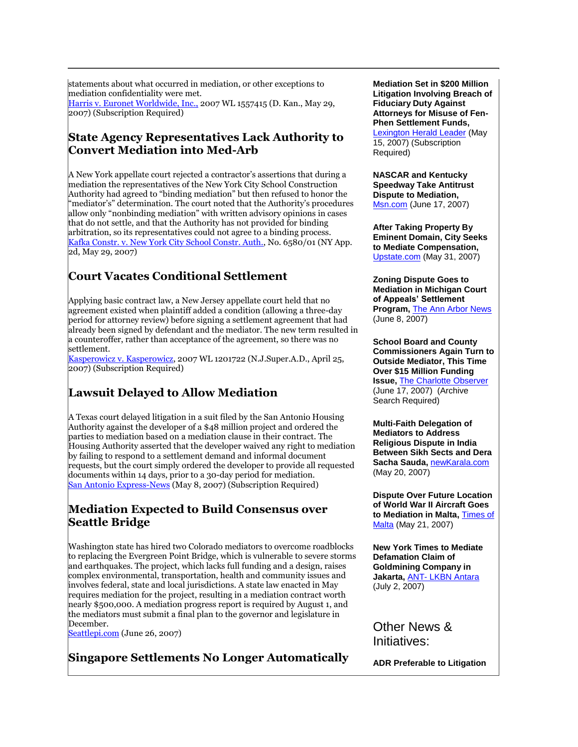statements about what occurred in mediation, or other exceptions to mediation confidentiality were met.
Harris v. Euronet Worldwide, Inc., 2007 WL 1557415 (D. Kan., May 29, 2007) (Subscription Required)

## State Agency Representatives Lack Authority to Convert Mediation into Med-Arb

A New York appellate court rejected a contractor's assertions that during a mediation the representatives of the New York City School Construction Authority had agreed to "binding mediation" but then refused to honor the "mediator's" determination. The court noted that the Authority's procedures allow only "nonbinding mediation" with written advisory opinions in cases that do not settle, and that the Authority has not provided for binding arbitration, so its representatives could not agree to a binding process.
Kafka Constr. v. New York City School Constr. Auth., No. 6580/01 (NY App. 2d, May 29, 2007)

## Court Vacates Conditional Settlement

Applying basic contract law, a New Jersey appellate court held that no agreement existed when plaintiff added a condition (allowing a three-day period for attorney review) before signing a settlement agreement that had already been signed by defendant and the mediator. The new term resulted in a counteroffer, rather than acceptance of the agreement, so there was no settlement.
Kasperowicz v. Kasperowicz, 2007 WL 1201722 (N.J.Super.A.D., April 25, 2007) (Subscription Required)

## Lawsuit Delayed to Allow Mediation

A Texas court delayed litigation in a suit filed by the San Antonio Housing Authority against the developer of a $48 million project and ordered the parties to mediation based on a mediation clause in their contract. The Housing Authority asserted that the developer waived any right to mediation by failing to respond to a settlement demand and informal document requests, but the court simply ordered the developer to provide all requested documents within 14 days, prior to a 30-day period for mediation.
San Antonio Express-News (May 8, 2007) (Subscription Required)

## Mediation Expected to Build Consensus over Seattle Bridge

Washington state has hired two Colorado mediators to overcome roadblocks to replacing the Evergreen Point Bridge, which is vulnerable to severe storms and earthquakes. The project, which lacks full funding and a design, raises complex environmental, transportation, health and community issues and involves federal, state and local jurisdictions. A state law enacted in May requires mediation for the project, resulting in a mediation contract worth nearly $500,000. A mediation progress report is required by August 1, and the mediators must submit a final plan to the governor and legislature in December.
Seattlepi.com (June 26, 2007)

## Singapore Settlements No Longer Automatically

**Mediation Set in $200 Million Litigation Involving Breach of Fiduciary Duty Against Attorneys for Misuse of Fen-Phen Settlement Funds,** Lexington Herald Leader (May 15, 2007) (Subscription Required)

**NASCAR and Kentucky Speedway Take Antitrust Dispute to Mediation,** Msn.com (June 17, 2007)

**After Taking Property By Eminent Domain, City Seeks to Mediate Compensation,** Upstate.com (May 31, 2007)

**Zoning Dispute Goes to Mediation in Michigan Court of Appeals' Settlement Program,** The Ann Arbor News (June 8, 2007)

**School Board and County Commissioners Again Turn to Outside Mediator, This Time Over $15 Million Funding Issue,** The Charlotte Observer (June 17, 2007) (Archive Search Required)

**Multi-Faith Delegation of Mediators to Address Religious Dispute in India Between Sikh Sects and Dera Sacha Sauda,** newKarala.com (May 20, 2007)

**Dispute Over Future Location of World War II Aircraft Goes to Mediation in Malta,** Times of Malta (May 21, 2007)

**New York Times to Mediate Defamation Claim of Goldmining Company in Jakarta,** ANT- LKBN Antara (July 2, 2007)

## Other News & Initiatives:

**ADR Preferable to Litigation**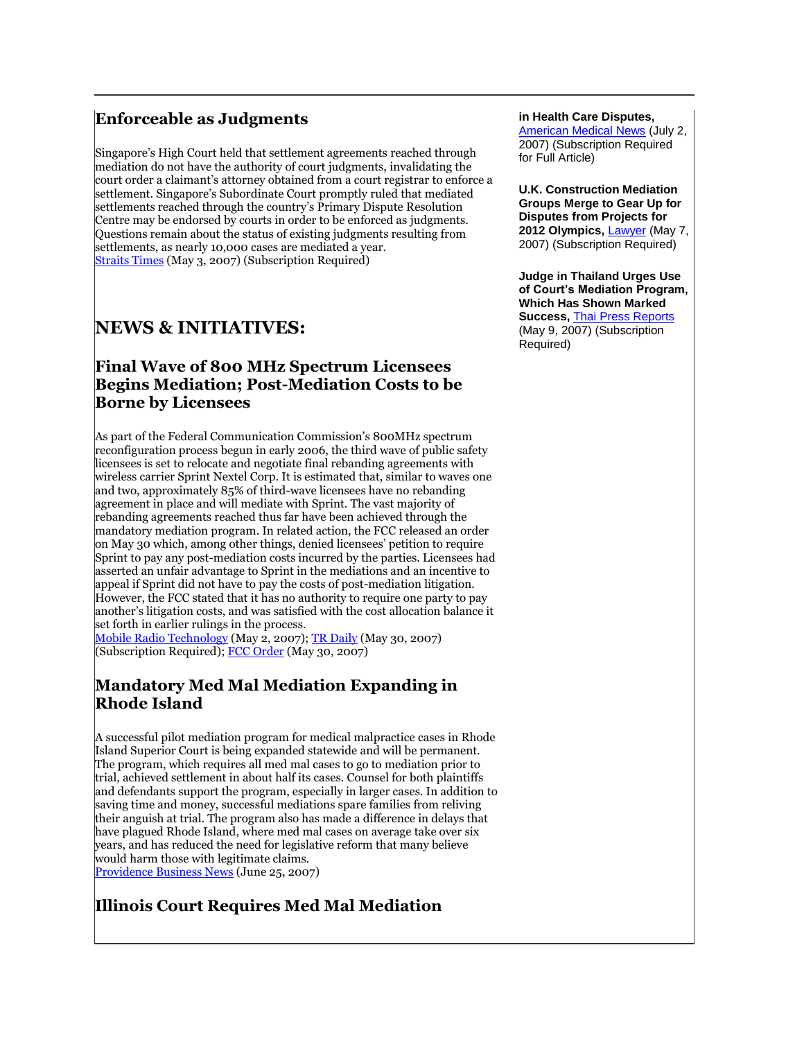## Enforceable as Judgments

Singapore's High Court held that settlement agreements reached through mediation do not have the authority of court judgments, invalidating the court order a claimant's attorney obtained from a court registrar to enforce a settlement. Singapore's Subordinate Court promptly ruled that mediated settlements reached through the country's Primary Dispute Resolution Centre may be endorsed by courts in order to be enforced as judgments. Questions remain about the status of existing judgments resulting from settlements, as nearly 10,000 cases are mediated a year.
Straits Times (May 3, 2007) (Subscription Required)

# NEWS & INITIATIVES:

## Final Wave of 800 MHz Spectrum Licensees Begins Mediation; Post-Mediation Costs to be Borne by Licensees

As part of the Federal Communication Commission's 800MHz spectrum reconfiguration process begun in early 2006, the third wave of public safety licensees is set to relocate and negotiate final rebanding agreements with wireless carrier Sprint Nextel Corp. It is estimated that, similar to waves one and two, approximately 85% of third-wave licensees have no rebanding agreement in place and will mediate with Sprint. The vast majority of rebanding agreements reached thus far have been achieved through the mandatory mediation program. In related action, the FCC released an order on May 30 which, among other things, denied licensees' petition to require Sprint to pay any post-mediation costs incurred by the parties. Licensees had asserted an unfair advantage to Sprint in the mediations and an incentive to appeal if Sprint did not have to pay the costs of post-mediation litigation. However, the FCC stated that it has no authority to require one party to pay another's litigation costs, and was satisfied with the cost allocation balance it set forth in earlier rulings in the process.
Mobile Radio Technology (May 2, 2007); TR Daily (May 30, 2007) (Subscription Required); FCC Order (May 30, 2007)

## Mandatory Med Mal Mediation Expanding in Rhode Island

A successful pilot mediation program for medical malpractice cases in Rhode Island Superior Court is being expanded statewide and will be permanent. The program, which requires all med mal cases to go to mediation prior to trial, achieved settlement in about half its cases. Counsel for both plaintiffs and defendants support the program, especially in larger cases. In addition to saving time and money, successful mediations spare families from reliving their anguish at trial. The program also has made a difference in delays that have plagued Rhode Island, where med mal cases on average take over six years, and has reduced the need for legislative reform that many believe would harm those with legitimate claims.
Providence Business News (June 25, 2007)

## Illinois Court Requires Med Mal Mediation

**in Health Care Disputes,** American Medical News (July 2, 2007) (Subscription Required for Full Article)

**U.K. Construction Mediation Groups Merge to Gear Up for Disputes from Projects for 2012 Olympics,** Lawyer (May 7, 2007) (Subscription Required)

**Judge in Thailand Urges Use of Court's Mediation Program, Which Has Shown Marked Success,** Thai Press Reports (May 9, 2007) (Subscription Required)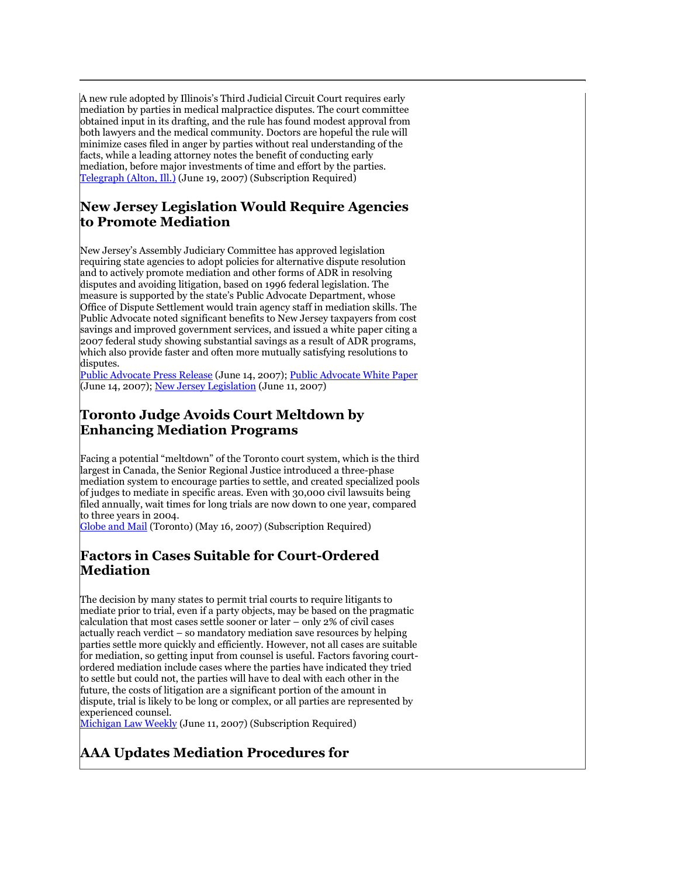A new rule adopted by Illinois's Third Judicial Circuit Court requires early mediation by parties in medical malpractice disputes. The court committee obtained input in its drafting, and the rule has found modest approval from both lawyers and the medical community. Doctors are hopeful the rule will minimize cases filed in anger by parties without real understanding of the facts, while a leading attorney notes the benefit of conducting early mediation, before major investments of time and effort by the parties.
Telegraph (Alton, Ill.) (June 19, 2007) (Subscription Required)

## New Jersey Legislation Would Require Agencies to Promote Mediation

New Jersey's Assembly Judiciary Committee has approved legislation requiring state agencies to adopt policies for alternative dispute resolution and to actively promote mediation and other forms of ADR in resolving disputes and avoiding litigation, based on 1996 federal legislation. The measure is supported by the state's Public Advocate Department, whose Office of Dispute Settlement would train agency staff in mediation skills. The Public Advocate noted significant benefits to New Jersey taxpayers from cost savings and improved government services, and issued a white paper citing a 2007 federal study showing substantial savings as a result of ADR programs, which also provide faster and often more mutually satisfying resolutions to disputes.
Public Advocate Press Release (June 14, 2007); Public Advocate White Paper (June 14, 2007); New Jersey Legislation (June 11, 2007)

## Toronto Judge Avoids Court Meltdown by Enhancing Mediation Programs

Facing a potential "meltdown" of the Toronto court system, which is the third largest in Canada, the Senior Regional Justice introduced a three-phase mediation system to encourage parties to settle, and created specialized pools of judges to mediate in specific areas. Even with 30,000 civil lawsuits being filed annually, wait times for long trials are now down to one year, compared to three years in 2004.
Globe and Mail (Toronto) (May 16, 2007) (Subscription Required)

## Factors in Cases Suitable for Court-Ordered Mediation

The decision by many states to permit trial courts to require litigants to mediate prior to trial, even if a party objects, may be based on the pragmatic calculation that most cases settle sooner or later – only 2% of civil cases actually reach verdict – so mandatory mediation save resources by helping parties settle more quickly and efficiently. However, not all cases are suitable for mediation, so getting input from counsel is useful. Factors favoring court-ordered mediation include cases where the parties have indicated they tried to settle but could not, the parties will have to deal with each other in the future, the costs of litigation are a significant portion of the amount in dispute, trial is likely to be long or complex, or all parties are represented by experienced counsel.
Michigan Law Weekly (June 11, 2007) (Subscription Required)

## AAA Updates Mediation Procedures for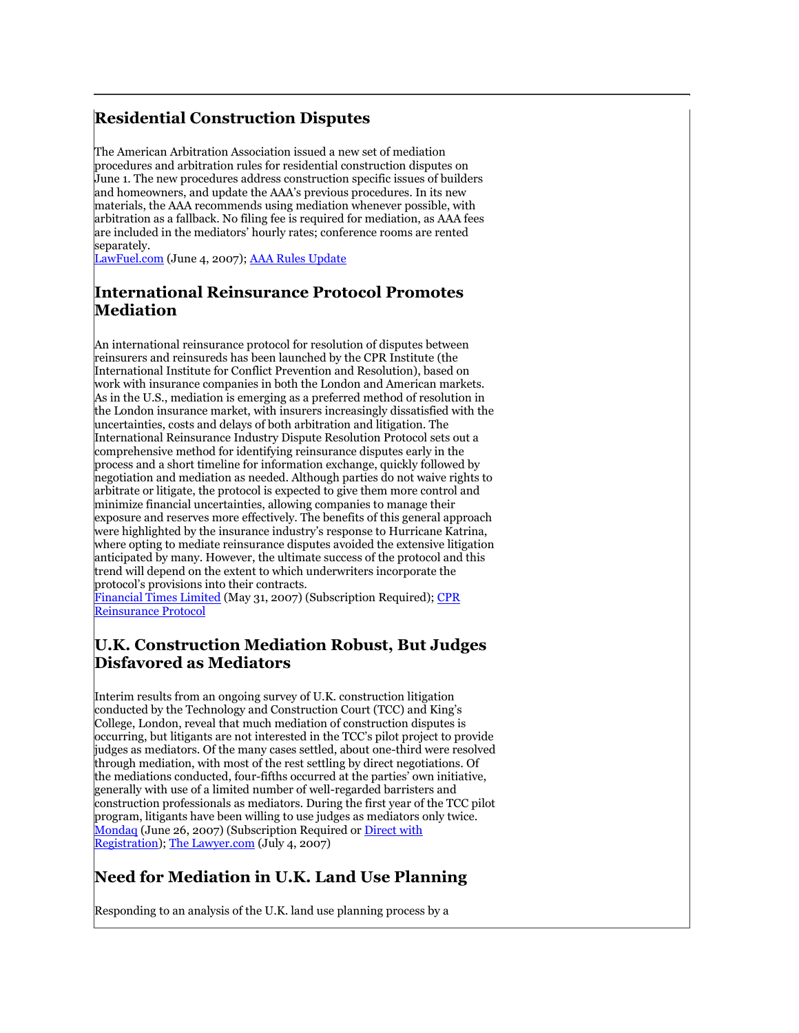## Residential Construction Disputes

The American Arbitration Association issued a new set of mediation procedures and arbitration rules for residential construction disputes on June 1. The new procedures address construction specific issues of builders and homeowners, and update the AAA's previous procedures. In its new materials, the AAA recommends using mediation whenever possible, with arbitration as a fallback. No filing fee is required for mediation, as AAA fees are included in the mediators' hourly rates; conference rooms are rented separately.
LawFuel.com (June 4, 2007); AAA Rules Update

## International Reinsurance Protocol Promotes Mediation

An international reinsurance protocol for resolution of disputes between reinsurers and reinsureds has been launched by the CPR Institute (the International Institute for Conflict Prevention and Resolution), based on work with insurance companies in both the London and American markets. As in the U.S., mediation is emerging as a preferred method of resolution in the London insurance market, with insurers increasingly dissatisfied with the uncertainties, costs and delays of both arbitration and litigation. The International Reinsurance Industry Dispute Resolution Protocol sets out a comprehensive method for identifying reinsurance disputes early in the process and a short timeline for information exchange, quickly followed by negotiation and mediation as needed. Although parties do not waive rights to arbitrate or litigate, the protocol is expected to give them more control and minimize financial uncertainties, allowing companies to manage their exposure and reserves more effectively. The benefits of this general approach were highlighted by the insurance industry's response to Hurricane Katrina, where opting to mediate reinsurance disputes avoided the extensive litigation anticipated by many. However, the ultimate success of the protocol and this trend will depend on the extent to which underwriters incorporate the protocol's provisions into their contracts.
Financial Times Limited (May 31, 2007) (Subscription Required); CPR Reinsurance Protocol

## U.K. Construction Mediation Robust, But Judges Disfavored as Mediators

Interim results from an ongoing survey of U.K. construction litigation conducted by the Technology and Construction Court (TCC) and King's College, London, reveal that much mediation of construction disputes is occurring, but litigants are not interested in the TCC's pilot project to provide judges as mediators. Of the many cases settled, about one-third were resolved through mediation, with most of the rest settling by direct negotiations. Of the mediations conducted, four-fifths occurred at the parties' own initiative, generally with use of a limited number of well-regarded barristers and construction professionals as mediators. During the first year of the TCC pilot program, litigants have been willing to use judges as mediators only twice.
Mondaq (June 26, 2007) (Subscription Required or Direct with Registration); The Lawyer.com (July 4, 2007)

## Need for Mediation in U.K. Land Use Planning

Responding to an analysis of the U.K. land use planning process by a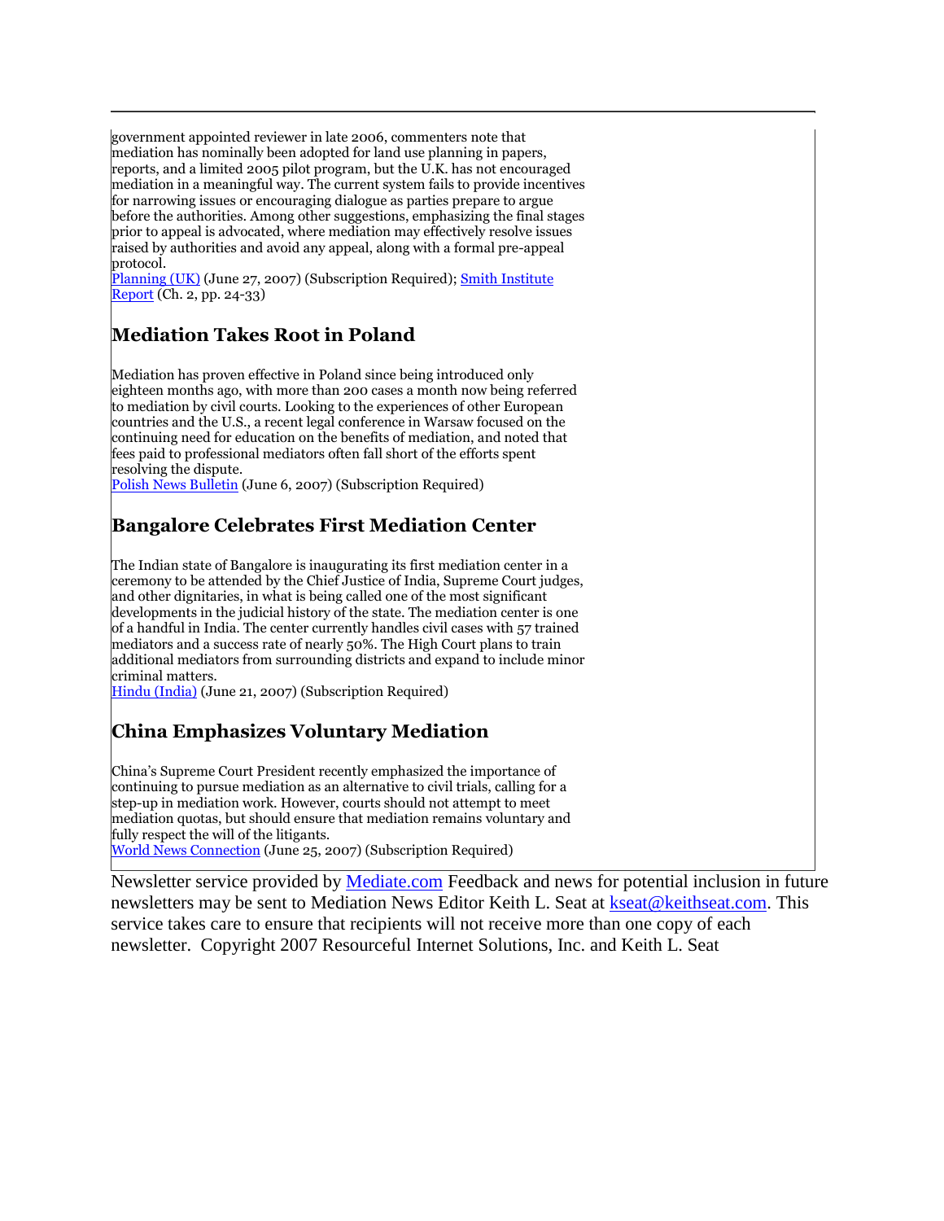government appointed reviewer in late 2006, commenters note that mediation has nominally been adopted for land use planning in papers, reports, and a limited 2005 pilot program, but the U.K. has not encouraged mediation in a meaningful way. The current system fails to provide incentives for narrowing issues or encouraging dialogue as parties prepare to argue before the authorities. Among other suggestions, emphasizing the final stages prior to appeal is advocated, where mediation may effectively resolve issues raised by authorities and avoid any appeal, along with a formal pre-appeal protocol.
Planning (UK) (June 27, 2007) (Subscription Required); Smith Institute Report (Ch. 2, pp. 24-33)

## Mediation Takes Root in Poland

Mediation has proven effective in Poland since being introduced only eighteen months ago, with more than 200 cases a month now being referred to mediation by civil courts. Looking to the experiences of other European countries and the U.S., a recent legal conference in Warsaw focused on the continuing need for education on the benefits of mediation, and noted that fees paid to professional mediators often fall short of the efforts spent resolving the dispute.
Polish News Bulletin (June 6, 2007) (Subscription Required)

## Bangalore Celebrates First Mediation Center

The Indian state of Bangalore is inaugurating its first mediation center in a ceremony to be attended by the Chief Justice of India, Supreme Court judges, and other dignitaries, in what is being called one of the most significant developments in the judicial history of the state. The mediation center is one of a handful in India. The center currently handles civil cases with 57 trained mediators and a success rate of nearly 50%. The High Court plans to train additional mediators from surrounding districts and expand to include minor criminal matters.
Hindu (India) (June 21, 2007) (Subscription Required)

## China Emphasizes Voluntary Mediation

China's Supreme Court President recently emphasized the importance of continuing to pursue mediation as an alternative to civil trials, calling for a step-up in mediation work. However, courts should not attempt to meet mediation quotas, but should ensure that mediation remains voluntary and fully respect the will of the litigants.
World News Connection (June 25, 2007) (Subscription Required)

Newsletter service provided by Mediate.com Feedback and news for potential inclusion in future newsletters may be sent to Mediation News Editor Keith L. Seat at kseat@keithseat.com. This service takes care to ensure that recipients will not receive more than one copy of each newsletter. Copyright 2007 Resourceful Internet Solutions, Inc. and Keith L. Seat